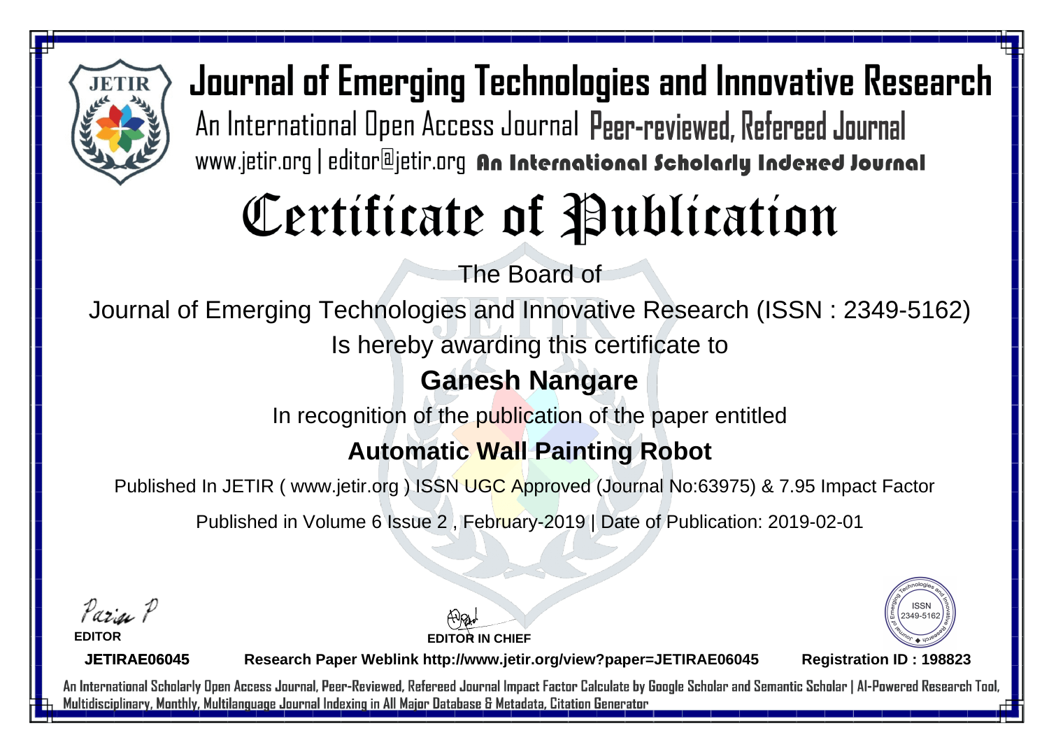# Journal of Emerging Technologies and Innovative Research

An International Open Access Journal Peer-reviewed, Refereed Journal

www.jetir.org | editor@jetir.org **An International Scholarly Indexed Journal**

# Certificate of Publication

The Board of

Journal of Emerging Technologies and Innovative Research (ISSN : 2349-5162)

Is hereby awarding this certificate to

## Ganesh Nangare

In recognition of the publication of the paper entitled

## Automatic Wall Painting Robot

Published In JETIR ( www.jetir.org ) ISSN UGC Approved (Journal No:63975) & 7.95 Impact Factor

Published in Volume 6 Issue 2 , February-2019 | Date of Publication: 2019-02-01

**EDITOR**

**EDITOR IN CHIEF**

ISSN 2349-5162

**JETIRAE06045** **Research Paper Weblink http://www.jetir.org/view?paper=JETIRAE06045** **Registration ID : 198823**

An International Scholarly Open Access Journal, Peer-Reviewed, Refereed Journal Impact Factor Calculate by Google Scholar and Semantic Scholar | AI-Powered Research Tool, Multidisciplinary, Monthly, Multilanguage Journal Indexing in All Major Database & Metadata, Citation Generator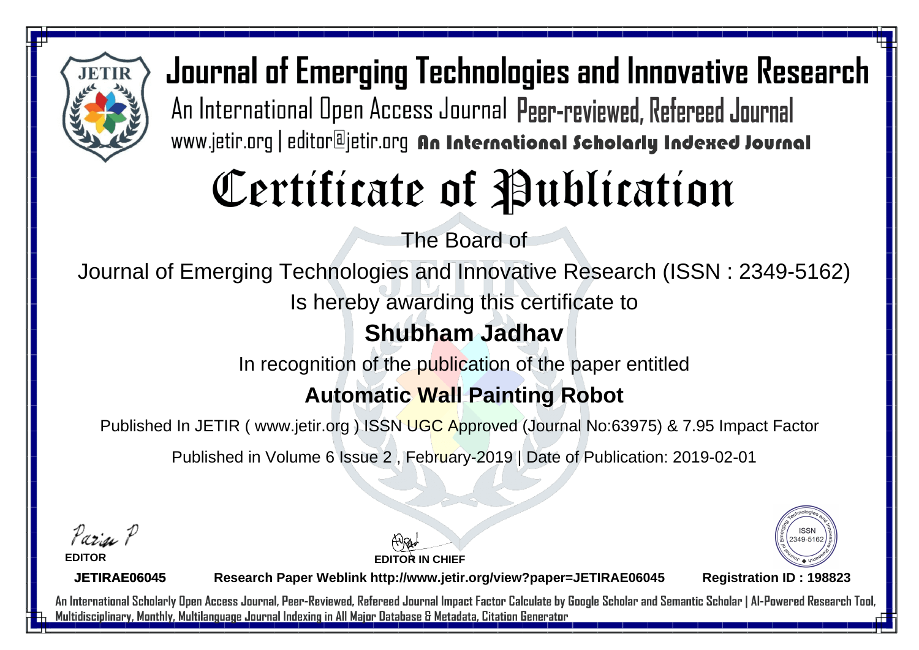# Journal of Emerging Technologies and Innovative Research

An International Open Access Journal Peer-reviewed, Refereed Journal

www.jetir.org | editor@jetir.org **An International Scholarly Indexed Journal**

# Certificate of Publication

The Board of

Journal of Emerging Technologies and Innovative Research (ISSN : 2349-5162)

Is hereby awarding this certificate to

## Shubham Jadhav

In recognition of the publication of the paper entitled

## Automatic Wall Painting Robot

Published In JETIR ( www.jetir.org ) ISSN UGC Approved (Journal No:63975) & 7.95 Impact Factor

Published in Volume 6 Issue 2 , February-2019 | Date of Publication: 2019-02-01

**EDITOR**

**EDITOR IN CHIEF**

ISSN 2349-5162

**JETIRAE06045** **Research Paper Weblink http://www.jetir.org/view?paper=JETIRAE06045** **Registration ID : 198823**

An International Scholarly Open Access Journal, Peer-Reviewed, Refereed Journal Impact Factor Calculate by Google Scholar and Semantic Scholar | AI-Powered Research Tool, Multidisciplinary, Monthly, Multilanguage Journal Indexing in All Major Database & Metadata, Citation Generator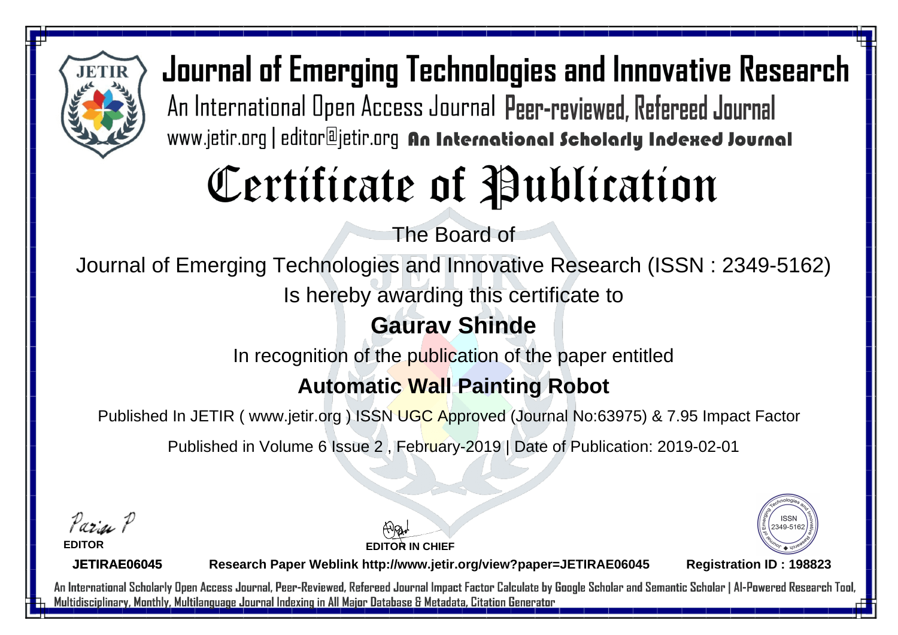# Journal of Emerging Technologies and Innovative Research

An International Open Access Journal Peer-reviewed, Refereed Journal

www.jetir.org | editor@jetir.org **An International Scholarly Indexed Journal**

# Certificate of Publication

The Board of

Journal of Emerging Technologies and Innovative Research (ISSN : 2349-5162)

Is hereby awarding this certificate to

## Gaurav Shinde

In recognition of the publication of the paper entitled

## Automatic Wall Painting Robot

Published In JETIR ( www.jetir.org ) ISSN UGC Approved (Journal No:63975) & 7.95 Impact Factor

Published in Volume 6 Issue 2 , February-2019 | Date of Publication: 2019-02-01

**EDITOR**

**EDITOR IN CHIEF**

ISSN 2349-5162

**JETIRAE06045** **Research Paper Weblink http://www.jetir.org/view?paper=JETIRAE06045** **Registration ID : 198823**

An International Scholarly Open Access Journal, Peer-Reviewed, Refereed Journal Impact Factor Calculate by Google Scholar and Semantic Scholar | AI-Powered Research Tool, Multidisciplinary, Monthly, Multilanguage Journal Indexing in All Major Database & Metadata, Citation Generator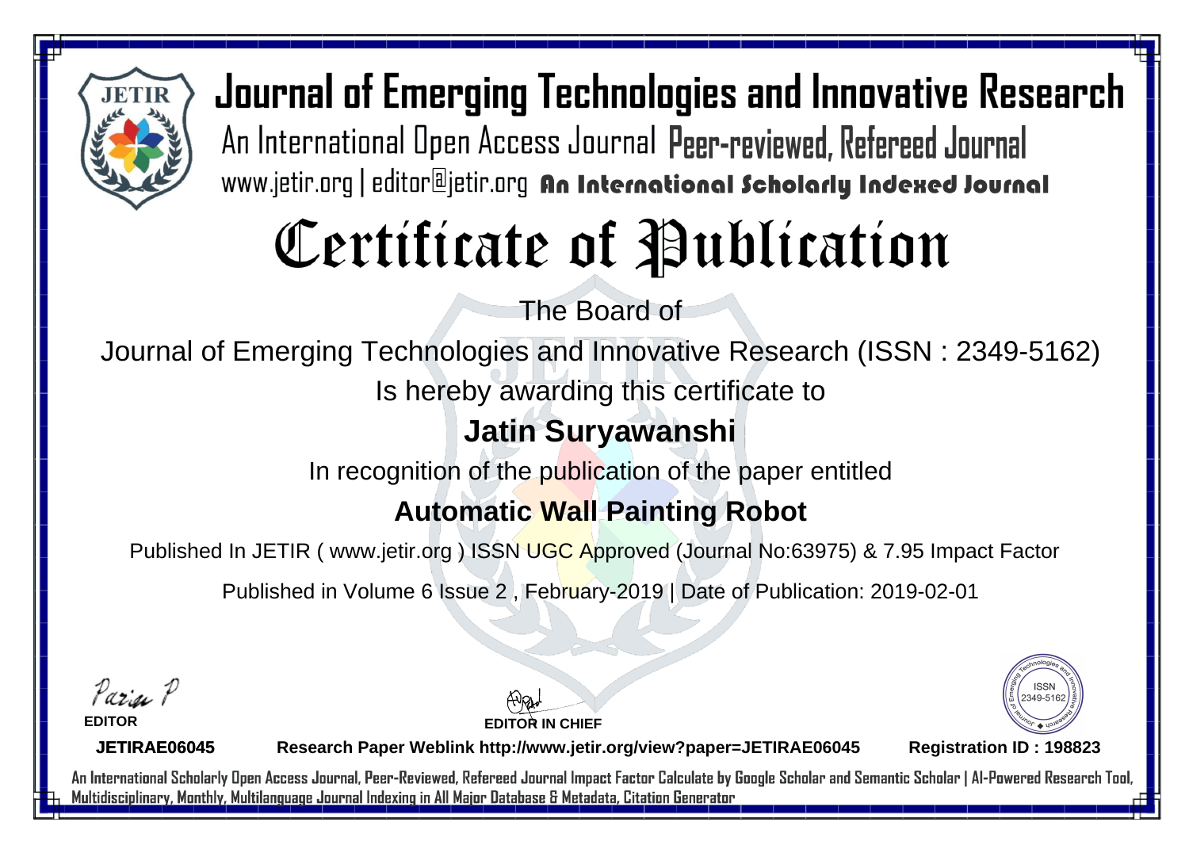# Journal of Emerging Technologies and Innovative Research

An International Open Access Journal Peer-reviewed, Refereed Journal

www.jetir.org | editor@jetir.org **An International Scholarly Indexed Journal**

# Certificate of Publication

The Board of

Journal of Emerging Technologies and Innovative Research (ISSN : 2349-5162)

Is hereby awarding this certificate to

## Jatin Suryawanshi

In recognition of the publication of the paper entitled

## Automatic Wall Painting Robot

Published In JETIR ( www.jetir.org ) ISSN UGC Approved (Journal No:63975) & 7.95 Impact Factor

Published in Volume 6 Issue 2 , February-2019 | Date of Publication: 2019-02-01

**EDITOR**

**EDITOR IN CHIEF**

ISSN 2349-5162

**JETIRAE06045** **Research Paper Weblink http://www.jetir.org/view?paper=JETIRAE06045** **Registration ID : 198823**

An International Scholarly Open Access Journal, Peer-Reviewed, Refereed Journal Impact Factor Calculate by Google Scholar and Semantic Scholar | AI-Powered Research Tool, Multidisciplinary, Monthly, Multilanguage Journal Indexing in All Major Database & Metadata, Citation Generator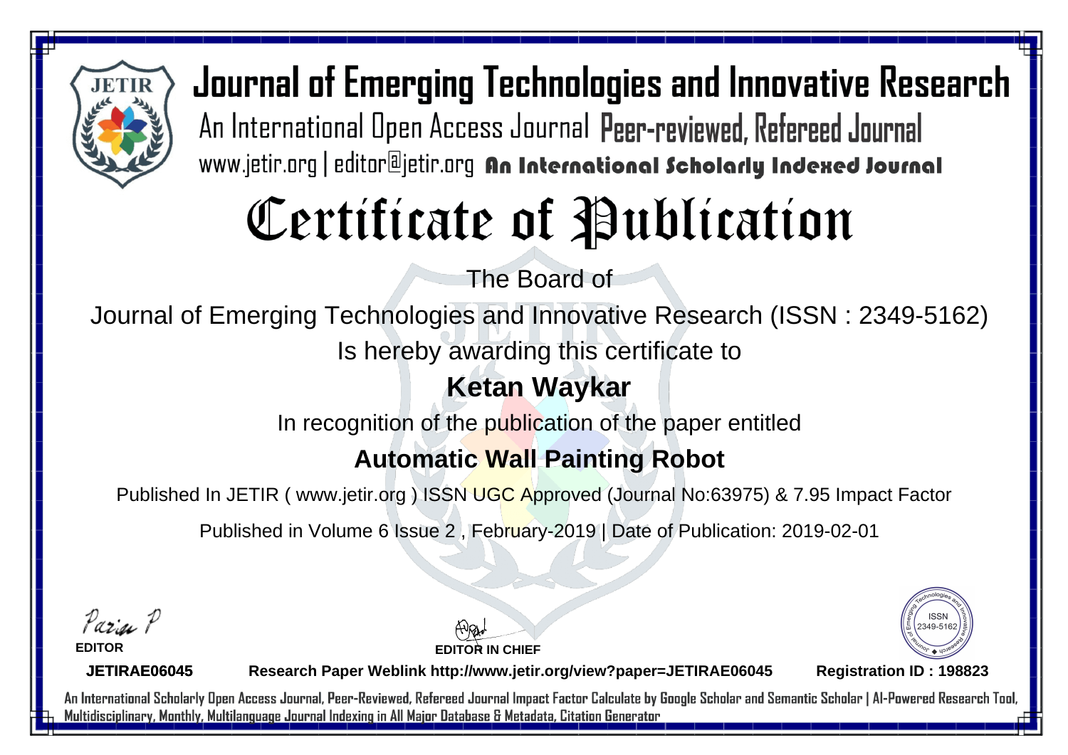# Journal of Emerging Technologies and Innovative Research

An International Open Access Journal Peer-reviewed, Refereed Journal

www.jetir.org | editor@jetir.org An International Scholarly Indexed Journal

# Certificate of Publication

The Board of

Journal of Emerging Technologies and Innovative Research (ISSN : 2349-5162)

Is hereby awarding this certificate to

**Ketan Waykar**

In recognition of the publication of the paper entitled

**Automatic Wall Painting Robot**

Published In JETIR ( www.jetir.org ) ISSN UGC Approved (Journal No:63975) & 7.95 Impact Factor

Published in Volume 6 Issue 2 , February-2019 | Date of Publication: 2019-02-01

**EDITOR**

**EDITOR IN CHIEF**

ISSN 2349-5162

**JETIRAE06045** **Research Paper Weblink http://www.jetir.org/view?paper=JETIRAE06045** **Registration ID : 198823**

An International Scholarly Open Access Journal, Peer-Reviewed, Refereed Journal Impact Factor Calculate by Google Scholar and Semantic Scholar | AI-Powered Research Tool, Multidisciplinary, Monthly, Multilanguage Journal Indexing in All Major Database & Metadata, Citation Generator